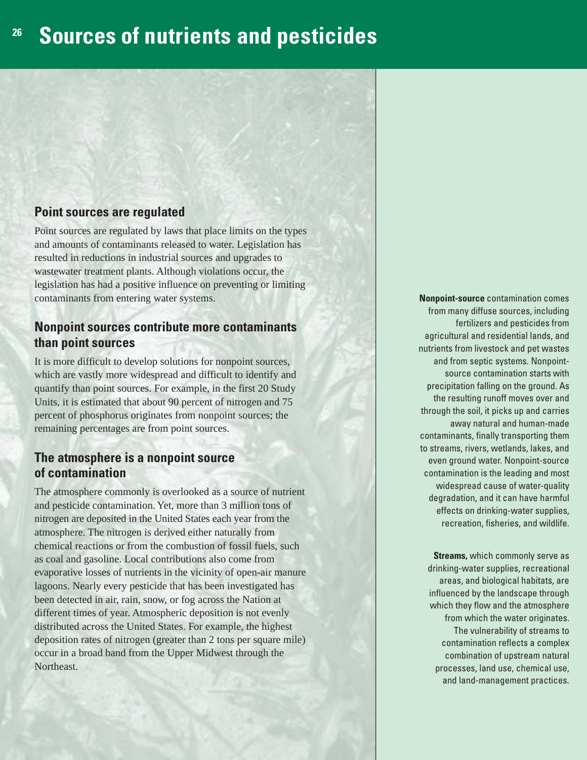# Sources of nutrients and pesticides

## Point sources are regulated

Point sources are regulated by laws that place limits on the types and amounts of contaminants released to water. Legislation has resulted in reductions in industrial sources and upgrades to wastewater treatment plants. Although violations occur, the legislation has had a positive influence on preventing or limiting contaminants from entering water systems.

## Nonpoint sources contribute more contaminants than point sources

It is more difficult to develop solutions for nonpoint sources, which are vastly more widespread and difficult to identify and quantify than point sources. For example, in the first 20 Study Units, it is estimated that about 90 percent of nitrogen and 75 percent of phosphorus originates from nonpoint sources; the remaining percentages are from point sources.

## The atmosphere is a nonpoint source of contamination

The atmosphere commonly is overlooked as a source of nutrient and pesticide contamination. Yet, more than 3 million tons of nitrogen are deposited in the United States each year from the atmosphere. The nitrogen is derived either naturally from chemical reactions or from the combustion of fossil fuels, such as coal and gasoline. Local contributions also come from evaporative losses of nutrients in the vicinity of open-air manure lagoons. Nearly every pesticide that has been investigated has been detected in air, rain, snow, or fog across the Nation at different times of year. Atmospheric deposition is not evenly distributed across the United States. For example, the highest deposition rates of nitrogen (greater than 2 tons per square mile) occur in a broad band from the Upper Midwest through the Northeast.

**Nonpoint-source** contamination comes from many diffuse sources, including fertilizers and pesticides from agricultural and residential lands, and nutrients from livestock and pet wastes and from septic systems. Nonpoint-source contamination starts with precipitation falling on the ground. As the resulting runoff moves over and through the soil, it picks up and carries away natural and human-made contaminants, finally transporting them to streams, rivers, wetlands, lakes, and even ground water. Nonpoint-source contamination is the leading and most widespread cause of water-quality degradation, and it can have harmful effects on drinking-water supplies, recreation, fisheries, and wildlife.

**Streams,** which commonly serve as drinking-water supplies, recreational areas, and biological habitats, are influenced by the landscape through which they flow and the atmosphere from which the water originates. The vulnerability of streams to contamination reflects a complex combination of upstream natural processes, land use, chemical use, and land-management practices.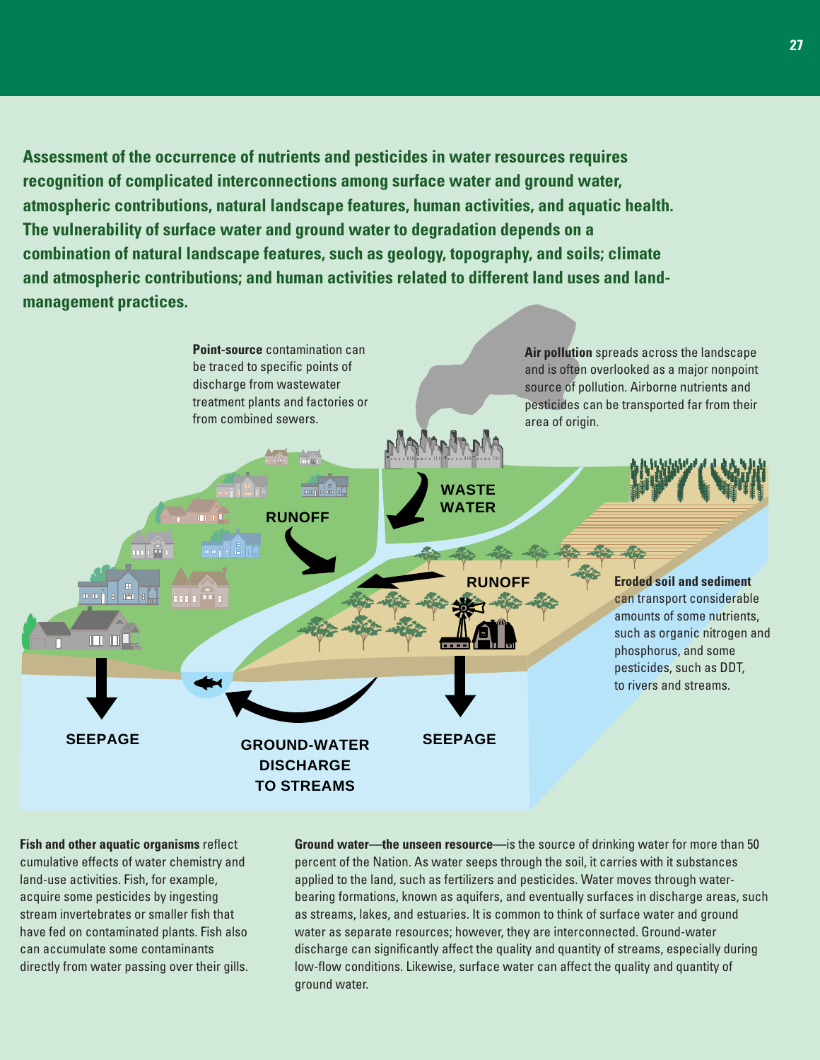**Assessment of the occurrence of nutrients and pesticides in water resources requires recognition of complicated interconnections among surface water and ground water, atmospheric contributions, natural landscape features, human activities, and aquatic health. The vulnerability of surface water and ground water to degradation depends on a combination of natural landscape features, such as geology, topography, and soils; climate and atmospheric contributions; and human activities related to different land uses and land-management practices.**

**Point-source** contamination can be traced to specific points of discharge from wastewater treatment plants and factories or from combined sewers.

**Air pollution** spreads across the landscape and is often overlooked as a major nonpoint source of pollution. Airborne nutrients and pesticides can be transported far from their area of origin.

**Eroded soil and sediment** can transport considerable amounts of some nutrients, such as organic nitrogen and phosphorus, and some pesticides, such as DDT, to rivers and streams.

RUNOFF

WASTE WATER

RUNOFF

SEEPAGE

GROUND-WATER DISCHARGE TO STREAMS

SEEPAGE

**Fish and other aquatic organisms** reflect cumulative effects of water chemistry and land-use activities. Fish, for example, acquire some pesticides by ingesting stream invertebrates or smaller fish that have fed on contaminated plants. Fish also can accumulate some contaminants directly from water passing over their gills.

**Ground water—the unseen resource**—is the source of drinking water for more than 50 percent of the Nation. As water seeps through the soil, it carries with it substances applied to the land, such as fertilizers and pesticides. Water moves through water-bearing formations, known as aquifers, and eventually surfaces in discharge areas, such as streams, lakes, and estuaries. It is common to think of surface water and ground water as separate resources; however, they are interconnected. Ground-water discharge can significantly affect the quality and quantity of streams, especially during low-flow conditions. Likewise, surface water can affect the quality and quantity of ground water.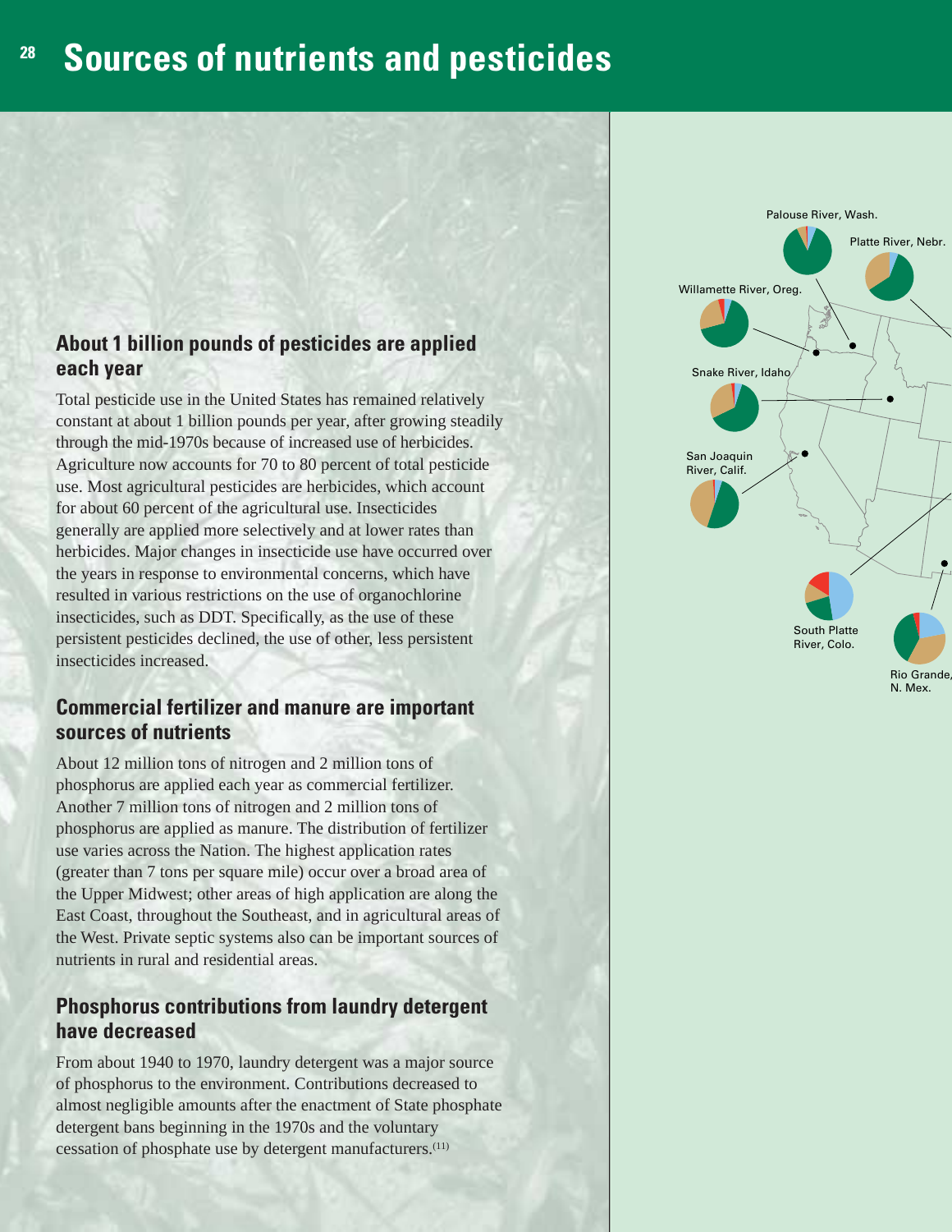# Sources of nutrients and pesticides

## About 1 billion pounds of pesticides are applied each year

Total pesticide use in the United States has remained relatively constant at about 1 billion pounds per year, after growing steadily through the mid-1970s because of increased use of herbicides. Agriculture now accounts for 70 to 80 percent of total pesticide use. Most agricultural pesticides are herbicides, which account for about 60 percent of the agricultural use. Insecticides generally are applied more selectively and at lower rates than herbicides. Major changes in insecticide use have occurred over the years in response to environmental concerns, which have resulted in various restrictions on the use of organochlorine insecticides, such as DDT. Specifically, as the use of these persistent pesticides declined, the use of other, less persistent insecticides increased.

## Commercial fertilizer and manure are important sources of nutrients

About 12 million tons of nitrogen and 2 million tons of phosphorus are applied each year as commercial fertilizer. Another 7 million tons of nitrogen and 2 million tons of phosphorus are applied as manure. The distribution of fertilizer use varies across the Nation. The highest application rates (greater than 7 tons per square mile) occur over a broad area of the Upper Midwest; other areas of high application are along the East Coast, throughout the Southeast, and in agricultural areas of the West. Private septic systems also can be important sources of nutrients in rural and residential areas.

## Phosphorus contributions from laundry detergent have decreased

From about 1940 to 1970, laundry detergent was a major source of phosphorus to the environment. Contributions decreased to almost negligible amounts after the enactment of State phosphate detergent bans beginning in the 1970s and the voluntary cessation of phosphate use by detergent manufacturers.[11]

Palouse River, Wash.

Platte River, Nebr.

Willamette River, Oreg.

Snake River, Idaho

San Joaquin River, Calif.

South Platte River, Colo.

Rio Grande, N. Mex.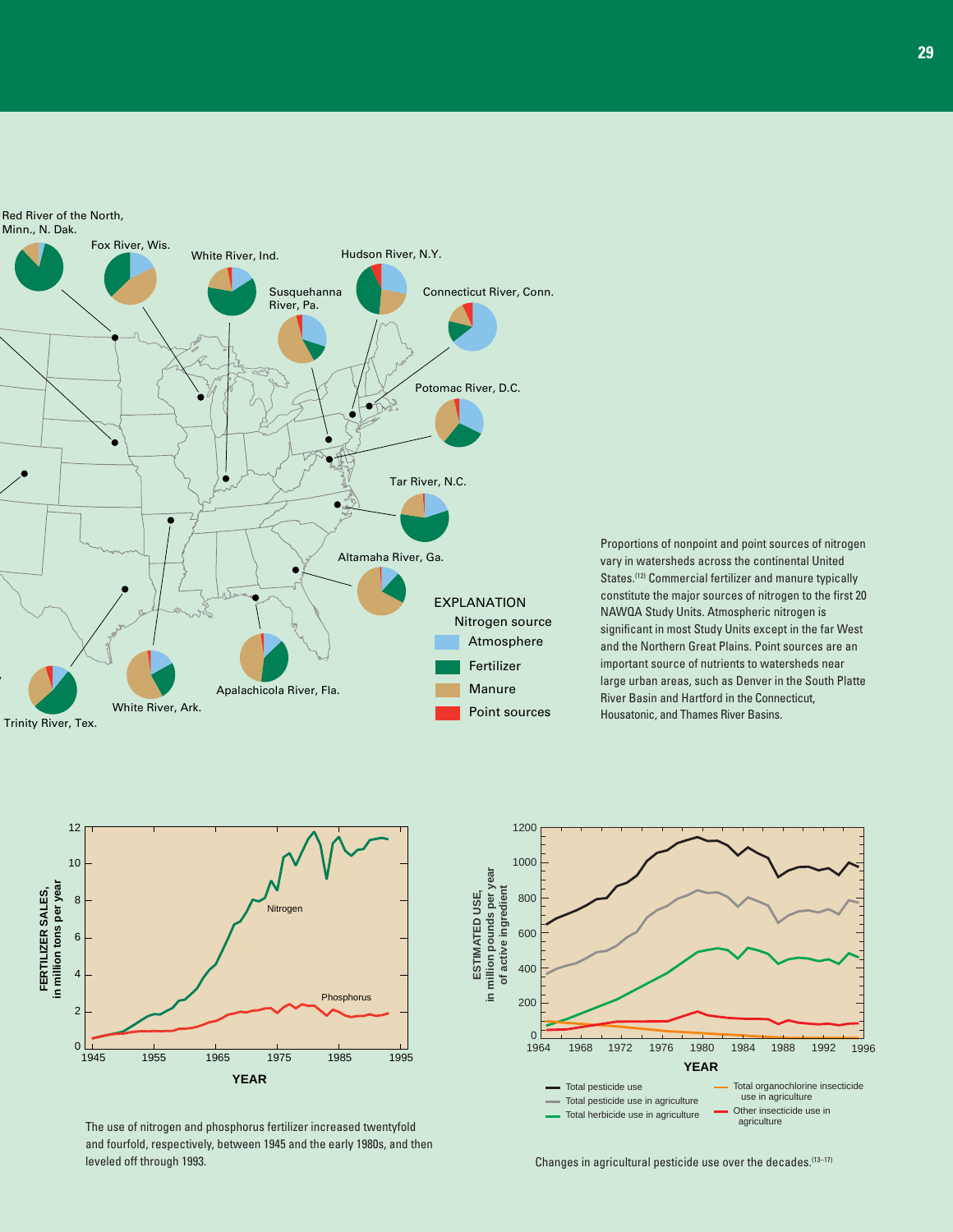Red River of the North, Minn., N. Dak.

Fox River, Wis.

White River, Ind.

Hudson River, N.Y.

Susquehanna River, Pa.

Connecticut River, Conn.

Potomac River, D.C.

Tar River, N.C.

Altamaha River, Ga.

Apalachicola River, Fla.

White River, Ark.

Trinity River, Tex.

EXPLANATION

Nitrogen source

Atmosphere

Fertilizer

Manure

Point sources

Proportions of nonpoint and point sources of nitrogen vary in watersheds across the continental United States.[12] Commercial fertilizer and manure typically constitute the major sources of nitrogen to the first 20 NAWQA Study Units. Atmospheric nitrogen is significant in most Study Units except in the far West and the Northern Great Plains. Point sources are an important source of nutrients to watersheds near large urban areas, such as Denver in the South Platte River Basin and Hartford in the Connecticut, Housatonic, and Thames River Basins.

FERTILIZER SALES, in million tons per year

0 2 4 6 8 10 12

1945 1955 1965 1975 1985 1995

YEAR

Nitrogen

Phosphorus

The use of nitrogen and phosphorus fertilizer increased twentyfold and fourfold, respectively, between 1945 and the early 1980s, and then leveled off through 1993.

ESTIMATED USE, in million pounds per year of active ingredient

0 200 400 600 800 1000 1200

1964 1968 1972 1976 1980 1984 1988 1992 1996

YEAR

Total pesticide use

Total pesticide use in agriculture

Total herbicide use in agriculture

Total organochlorine insecticide use in agriculture

Other insecticide use in agriculture

Changes in agricultural pesticide use over the decades.[13–17]